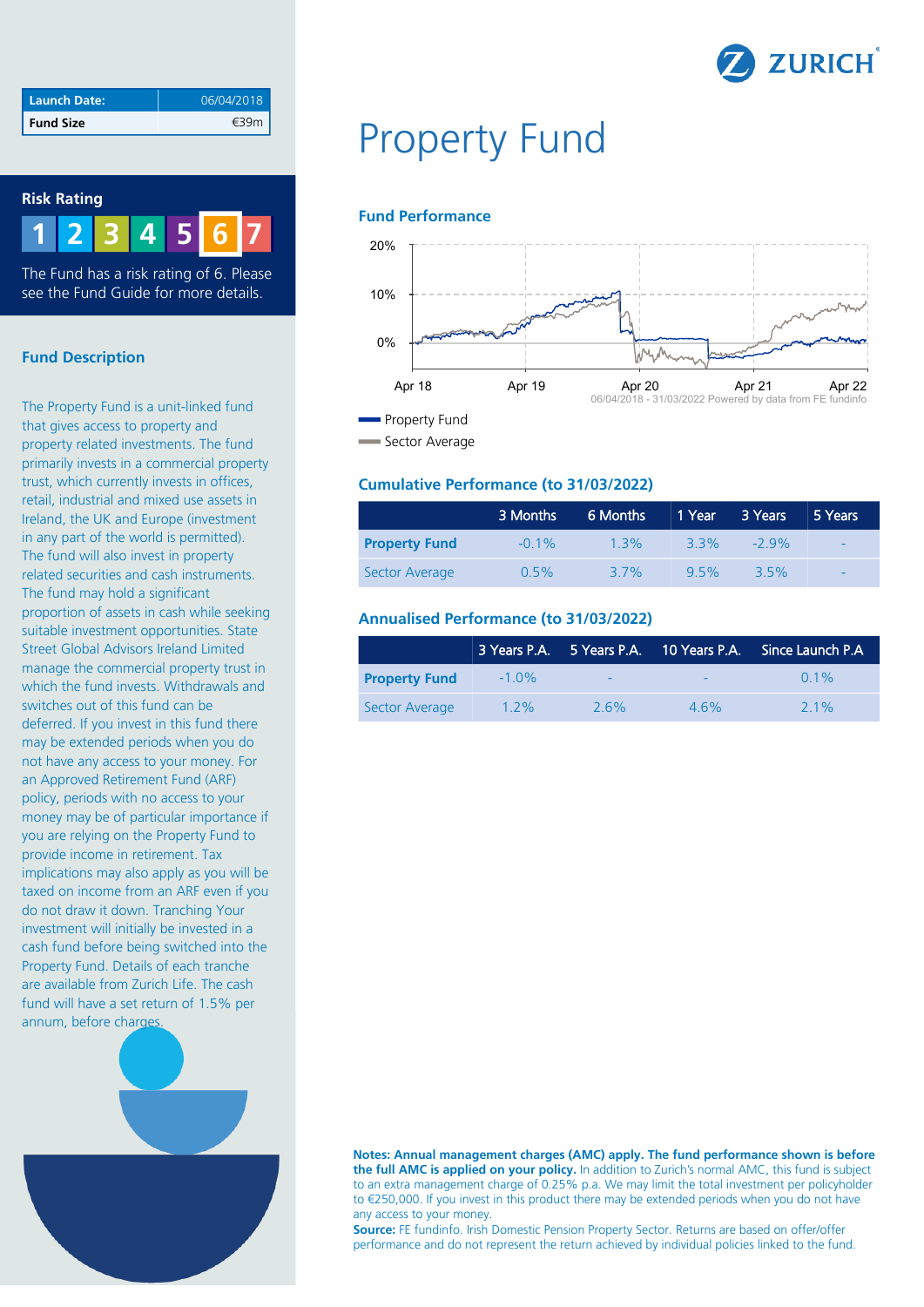| Launch Date: | 06/04/2018 |
|---|---|
| Fund Size | €39m |

## Risk Rating

1 2 3 4 5 6 7

The Fund has a risk rating of 6. Please see the Fund Guide for more details.

## Fund Description

The Property Fund is a unit-linked fund that gives access to property and property related investments. The fund primarily invests in a commercial property trust, which currently invests in offices, retail, industrial and mixed use assets in Ireland, the UK and Europe (investment in any part of the world is permitted). The fund will also invest in property related securities and cash instruments. The fund may hold a significant proportion of assets in cash while seeking suitable investment opportunities. State Street Global Advisors Ireland Limited manage the commercial property trust in which the fund invests. Withdrawals and switches out of this fund can be deferred. If you invest in this fund there may be extended periods when you do not have any access to your money. For an Approved Retirement Fund (ARF) policy, periods with no access to your money may be of particular importance if you are relying on the Property Fund to provide income in retirement. Tax implications may also apply as you will be taxed on income from an ARF even if you do not draw it down. Tranching Your investment will initially be invested in a cash fund before being switched into the Property Fund. Details of each tranche are available from Zurich Life. The cash fund will have a set return of 1.5% per annum, before charges.

ZURICH

# Property Fund

## Fund Performance

06/04/2018 - 31/03/2022 Powered by data from FE fundinfo

- Property Fund
- Sector Average

## Cumulative Performance (to 31/03/2022)

| | 3 Months | 6 Months | 1 Year | 3 Years | 5 Years |
|---|---|---|---|---|---|
| **Property Fund** | -0.1% | 1.3% | 3.3% | -2.9% | - |
| Sector Average | 0.5% | 3.7% | 9.5% | 3.5% | - |

## Annualised Performance (to 31/03/2022)

| | 3 Years P.A. | 5 Years P.A. | 10 Years P.A. | Since Launch P.A |
|---|---|---|---|---|
| **Property Fund** | -1.0% | - | - | 0.1% |
| Sector Average | 1.2% | 2.6% | 4.6% | 2.1% |

**Notes: Annual management charges (AMC) apply. The fund performance shown is before the full AMC is applied on your policy.** In addition to Zurich's normal AMC, this fund is subject to an extra management charge of 0.25% p.a. We may limit the total investment per policyholder to €250,000. If you invest in this product there may be extended periods when you do not have any access to your money.

**Source:** FE fundinfo. Irish Domestic Pension Property Sector. Returns are based on offer/offer performance and do not represent the return achieved by individual policies linked to the fund.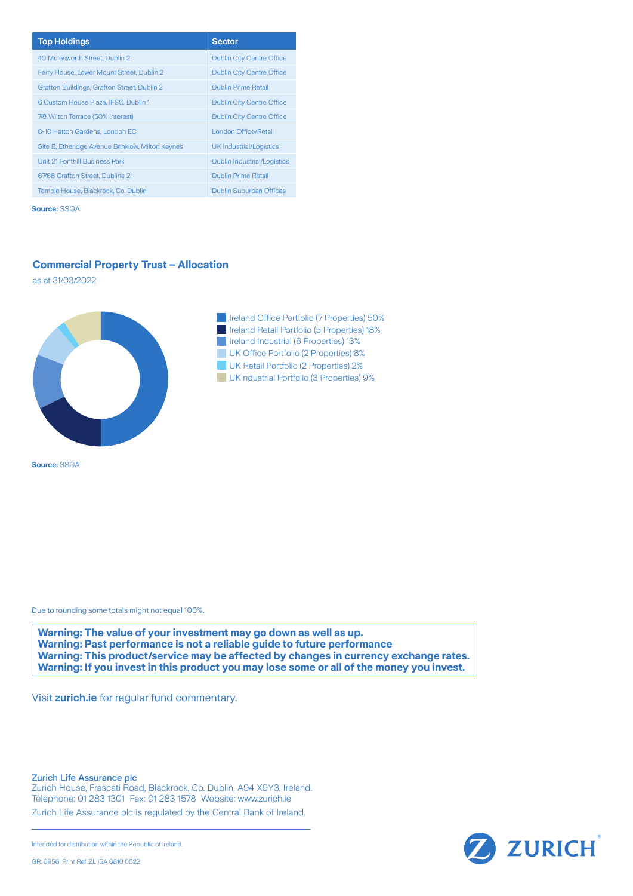| Top Holdings | Sector |
|---|---|
| 40 Molesworth Street, Dublin 2 | Dublin City Centre Office |
| Ferry House, Lower Mount Street, Dublin 2 | Dublin City Centre Office |
| Grafton Buildings, Grafton Street, Dublin 2 | Dublin Prime Retail |
| 6 Custom House Plaza, IFSC, Dublin 1 | Dublin City Centre Office |
| 7/8 Wilton Terrace (50% Interest) | Dublin City Centre Office |
| 8-10 Hatton Gardens, London EC | London Office/Retail |
| Site B, Etheridge Avenue Brinklow, Milton Keynes | UK Industrial/Logistics |
| Unit 21 Fonthill Business Park | Dublin Industrial/Logistics |
| 67/68 Grafton Street, Dubline 2 | Dublin Prime Retail |
| Temple House, Blackrock, Co. Dublin | Dublin Suburban Offices |

**Source:** SSGA

## Commercial Property Trust – Allocation

as at 31/03/2022

Ireland Office Portfolio (7 Properties) 50%
Ireland Retail Portfolio (5 Properties) 18%
Ireland Industrial (6 Properties) 13%
UK Office Portfolio (2 Properties) 8%
UK Retail Portfolio (2 Properties) 2%
UK ndustrial Portfolio (3 Properties) 9%

**Source:** SSGA

Due to rounding some totals might not equal 100%.

**Warning: The value of your investment may go down as well as up.**
**Warning: Past performance is not a reliable guide to future performance**
**Warning: This product/service may be affected by changes in currency exchange rates.**
**Warning: If you invest in this product you may lose some or all of the money you invest.**

Visit **zurich.ie** for regular fund commentary.

**Zurich Life Assurance plc**
Zurich House, Frascati Road, Blackrock, Co. Dublin, A94 X9Y3, Ireland.
Telephone: 01 283 1301 Fax: 01 283 1578 Website: www.zurich.ie

Zurich Life Assurance plc is regulated by the Central Bank of Ireland.

Intended for distribution within the Republic of Ireland.

GR: 6956 Print Ref: ZL ISA 6810 0522

ZURICH